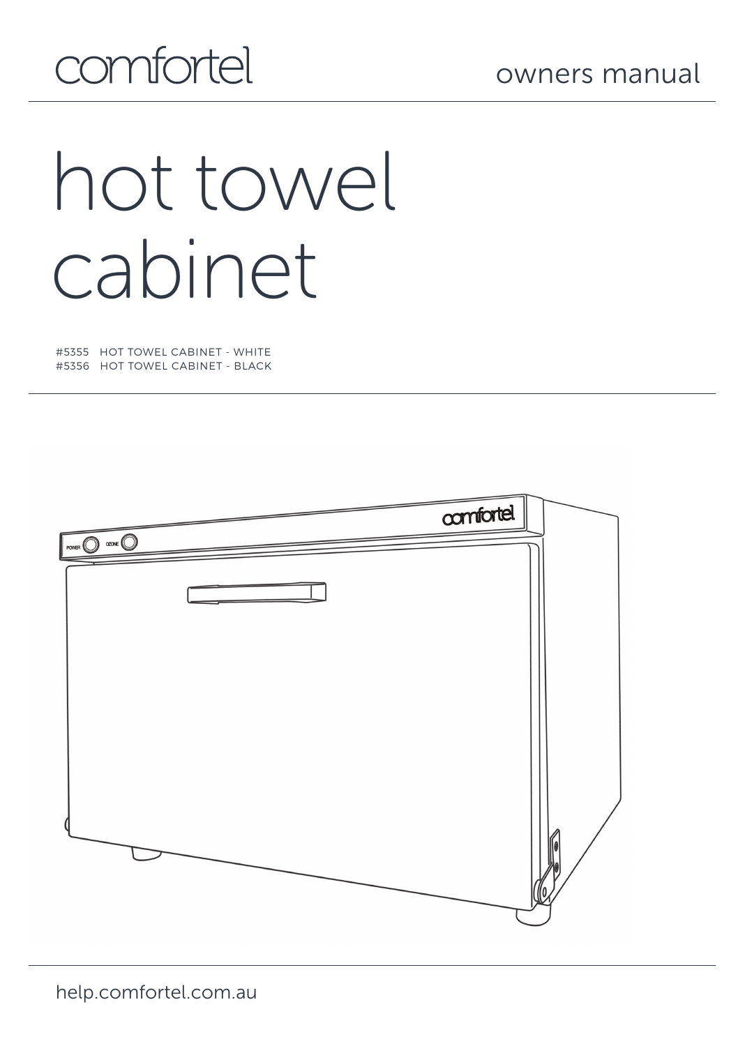comfortel

owners manual

# hot towel cabinet

#5355 HOT TOWEL CABINET - WHITE
#5356 HOT TOWEL CABINET - BLACK

help.comfortel.com.au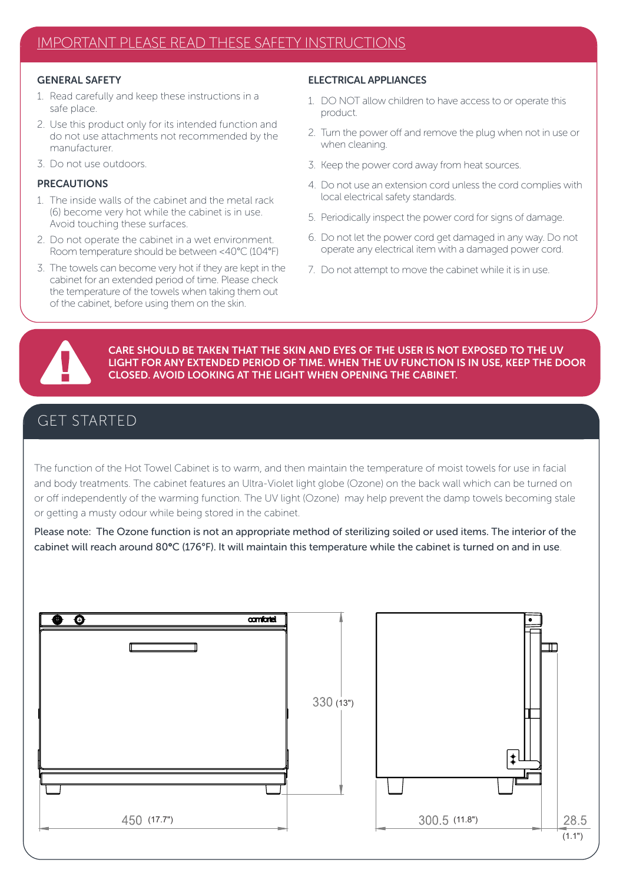## IMPORTANT PLEASE READ THESE SAFETY INSTRUCTIONS

### GENERAL SAFETY

1. Read carefully and keep these instructions in a safe place.
2. Use this product only for its intended function and do not use attachments not recommended by the manufacturer.
3. Do not use outdoors.

### PRECAUTIONS

1. The inside walls of the cabinet and the metal rack (6) become very hot while the cabinet is in use. Avoid touching these surfaces.
2. Do not operate the cabinet in a wet environment. Room temperature should be between <40°C (104°F)
3. The towels can become very hot if they are kept in the cabinet for an extended period of time. Please check the temperature of the towels when taking them out of the cabinet, before using them on the skin.

### ELECTRICAL APPLIANCES

1. DO NOT allow children to have access to or operate this product.
2. Turn the power off and remove the plug when not in use or when cleaning.
3. Keep the power cord away from heat sources.
4. Do not use an extension cord unless the cord complies with local electrical safety standards.
5. Periodically inspect the power cord for signs of damage.
6. Do not let the power cord get damaged in any way. Do not operate any electrical item with a damaged power cord.
7. Do not attempt to move the cabinet while it is in use.

**CARE SHOULD BE TAKEN THAT THE SKIN AND EYES OF THE USER IS NOT EXPOSED TO THE UV LIGHT FOR ANY EXTENDED PERIOD OF TIME. WHEN THE UV FUNCTION IS IN USE, KEEP THE DOOR CLOSED. AVOID LOOKING AT THE LIGHT WHEN OPENING THE CABINET.**

## GET STARTED

The function of the Hot Towel Cabinet is to warm, and then maintain the temperature of moist towels for use in facial and body treatments. The cabinet features an Ultra-Violet light globe (Ozone) on the back wall which can be turned on or off independently of the warming function. The UV light (Ozone) may help prevent the damp towels becoming stale or getting a musty odour while being stored in the cabinet.

Please note: The Ozone function is not an appropriate method of sterilizing soiled or used items. The interior of the cabinet will reach around 80°C (176°F). It will maintain this temperature while the cabinet is turned on and in use.

comfortel

330 (13")

450 (17.7")

300.5 (11.8")

28.5 (1.1")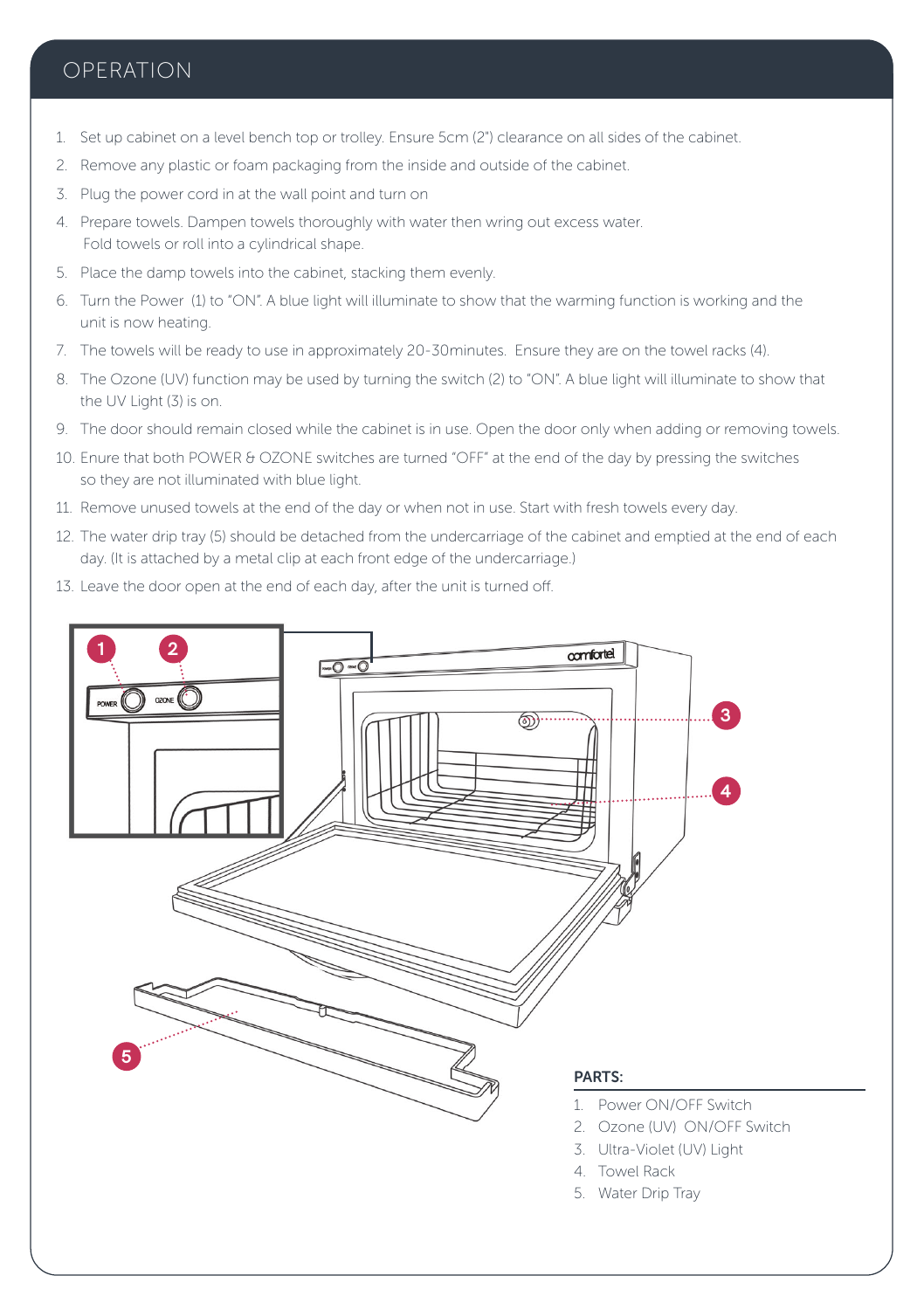# OPERATION

1. Set up cabinet on a level bench top or trolley. Ensure 5cm (2") clearance on all sides of the cabinet.
2. Remove any plastic or foam packaging from the inside and outside of the cabinet.
3. Plug the power cord in at the wall point and turn on
4. Prepare towels. Dampen towels thoroughly with water then wring out excess water. Fold towels or roll into a cylindrical shape.
5. Place the damp towels into the cabinet, stacking them evenly.
6. Turn the Power (1) to "ON". A blue light will illuminate to show that the warming function is working and the unit is now heating.
7. The towels will be ready to use in approximately 20-30minutes. Ensure they are on the towel racks (4).
8. The Ozone (UV) function may be used by turning the switch (2) to "ON". A blue light will illuminate to show that the UV Light (3) is on.
9. The door should remain closed while the cabinet is in use. Open the door only when adding or removing towels.
10. Enure that both POWER & OZONE switches are turned "OFF" at the end of the day by pressing the switches so they are not illuminated with blue light.
11. Remove unused towels at the end of the day or when not in use. Start with fresh towels every day.
12. The water drip tray (5) should be detached from the undercarriage of the cabinet and emptied at the end of each day. (It is attached by a metal clip at each front edge of the undercarriage.)
13. Leave the door open at the end of each day, after the unit is turned off.

**PARTS:**

1. Power ON/OFF Switch
2. Ozone (UV) ON/OFF Switch
3. Ultra-Violet (UV) Light
4. Towel Rack
5. Water Drip Tray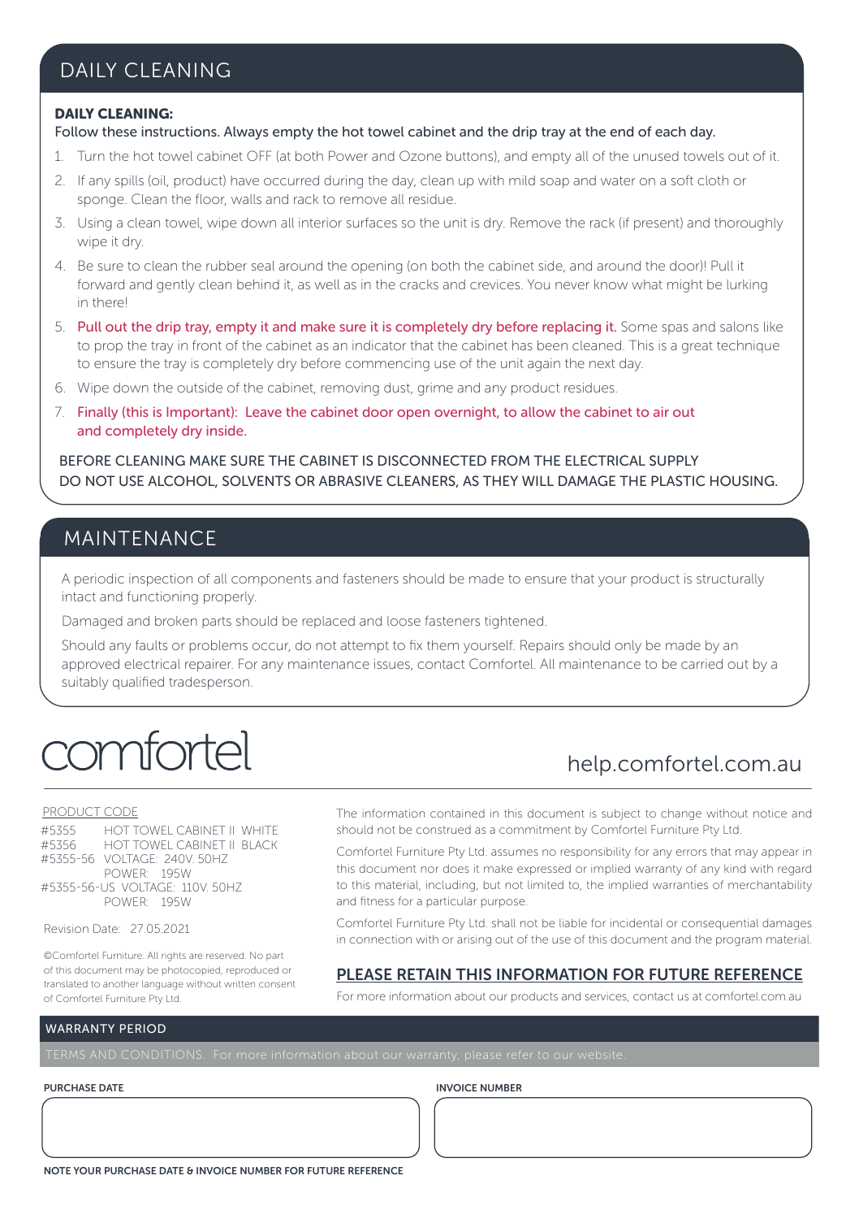## DAILY CLEANING

**DAILY CLEANING:**

Follow these instructions. Always empty the hot towel cabinet and the drip tray at the end of each day.

1. Turn the hot towel cabinet OFF (at both Power and Ozone buttons), and empty all of the unused towels out of it.
2. If any spills (oil, product) have occurred during the day, clean up with mild soap and water on a soft cloth or sponge. Clean the floor, walls and rack to remove all residue.
3. Using a clean towel, wipe down all interior surfaces so the unit is dry. Remove the rack (if present) and thoroughly wipe it dry.
4. Be sure to clean the rubber seal around the opening (on both the cabinet side, and around the door)! Pull it forward and gently clean behind it, as well as in the cracks and crevices. You never know what might be lurking in there!
5. Pull out the drip tray, empty it and make sure it is completely dry before replacing it. Some spas and salons like to prop the tray in front of the cabinet as an indicator that the cabinet has been cleaned. This is a great technique to ensure the tray is completely dry before commencing use of the unit again the next day.
6. Wipe down the outside of the cabinet, removing dust, grime and any product residues.
7. Finally (this is Important): Leave the cabinet door open overnight, to allow the cabinet to air out and completely dry inside.

BEFORE CLEANING MAKE SURE THE CABINET IS DISCONNECTED FROM THE ELECTRICAL SUPPLY
DO NOT USE ALCOHOL, SOLVENTS OR ABRASIVE CLEANERS, AS THEY WILL DAMAGE THE PLASTIC HOUSING.

## MAINTENANCE

A periodic inspection of all components and fasteners should be made to ensure that your product is structurally intact and functioning properly.

Damaged and broken parts should be replaced and loose fasteners tightened.

Should any faults or problems occur, do not attempt to fix them yourself. Repairs should only be made by an approved electrical repairer. For any maintenance issues, contact Comfortel. All maintenance to be carried out by a suitably qualified tradesperson.

# comfortel

help.comfortel.com.au

PRODUCT CODE

#5355 HOT TOWEL CABINET II WHITE
#5356 HOT TOWEL CABINET II BLACK
#5355-56 VOLTAGE: 240V. 50HZ
POWER: 195W
#5355-56-US VOLTAGE: 110V. 50HZ
POWER: 195W

Revision Date: 27.05.2021

©Comfortel Furniture. All rights are reserved. No part of this document may be photocopied, reproduced or translated to another language without written consent of Comfortel Furniture Pty Ltd.

The information contained in this document is subject to change without notice and should not be construed as a commitment by Comfortel Furniture Pty Ltd.

Comfortel Furniture Pty Ltd. assumes no responsibility for any errors that may appear in this document nor does it make expressed or implied warranty of any kind with regard to this material, including, but not limited to, the implied warranties of merchantability and fitness for a particular purpose.

Comfortel Furniture Pty Ltd. shall not be liable for incidental or consequential damages in connection with or arising out of the use of this document and the program material.

**PLEASE RETAIN THIS INFORMATION FOR FUTURE REFERENCE**

For more information about our products and services, contact us at comfortel.com.au

WARRANTY PERIOD

TERMS AND CONDITIONS. For more information about our warranty, please refer to our website.

| PURCHASE DATE | INVOICE NUMBER |
| --- | --- |
| | |

NOTE YOUR PURCHASE DATE & INVOICE NUMBER FOR FUTURE REFERENCE